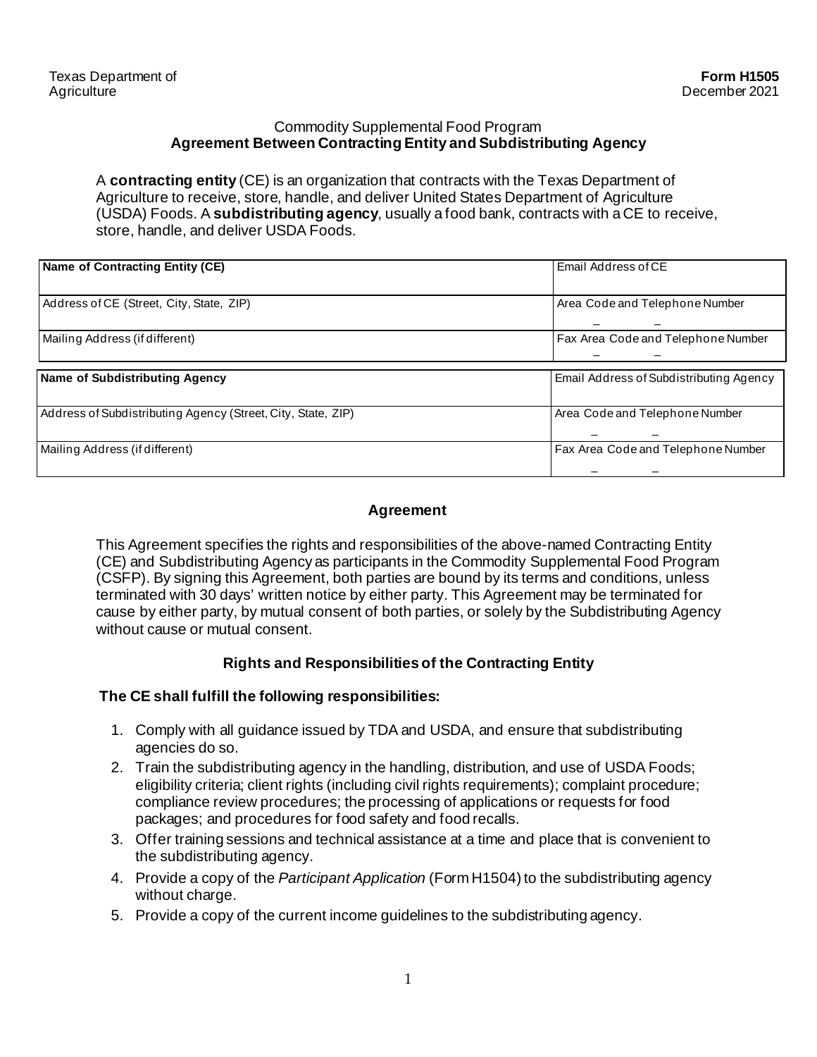Texas Department of Agriculture

**Form H1505**
December 2021

## Commodity Supplemental Food Program
## Agreement Between Contracting Entity and Subdistributing Agency

A **contracting entity** (CE) is an organization that contracts with the Texas Department of Agriculture to receive, store, handle, and deliver United States Department of Agriculture (USDA) Foods. A **subdistributing agency**, usually a food bank, contracts with a CE to receive, store, handle, and deliver USDA Foods.

| **Name of Contracting Entity (CE)** | Email Address of CE |
|---|---|
| Address of CE (Street, City, State, ZIP) | Area Code and Telephone Number<br>– – |
| Mailing Address (if different) | Fax Area Code and Telephone Number<br>– – |

| **Name of Subdistributing Agency** | Email Address of Subdistributing Agency |
|---|---|
| Address of Subdistributing Agency (Street, City, State, ZIP) | Area Code and Telephone Number<br>– – |
| Mailing Address (if different) | Fax Area Code and Telephone Number<br>– – |

### Agreement

This Agreement specifies the rights and responsibilities of the above-named Contracting Entity (CE) and Subdistributing Agency as participants in the Commodity Supplemental Food Program (CSFP). By signing this Agreement, both parties are bound by its terms and conditions, unless terminated with 30 days' written notice by either party. This Agreement may be terminated for cause by either party, by mutual consent of both parties, or solely by the Subdistributing Agency without cause or mutual consent.

### Rights and Responsibilities of the Contracting Entity

**The CE shall fulfill the following responsibilities:**

1. Comply with all guidance issued by TDA and USDA, and ensure that subdistributing agencies do so.
2. Train the subdistributing agency in the handling, distribution, and use of USDA Foods; eligibility criteria; client rights (including civil rights requirements); complaint procedure; compliance review procedures; the processing of applications or requests for food packages; and procedures for food safety and food recalls.
3. Offer training sessions and technical assistance at a time and place that is convenient to the subdistributing agency.
4. Provide a copy of the *Participant Application* (Form H1504) to the subdistributing agency without charge.
5. Provide a copy of the current income guidelines to the subdistributing agency.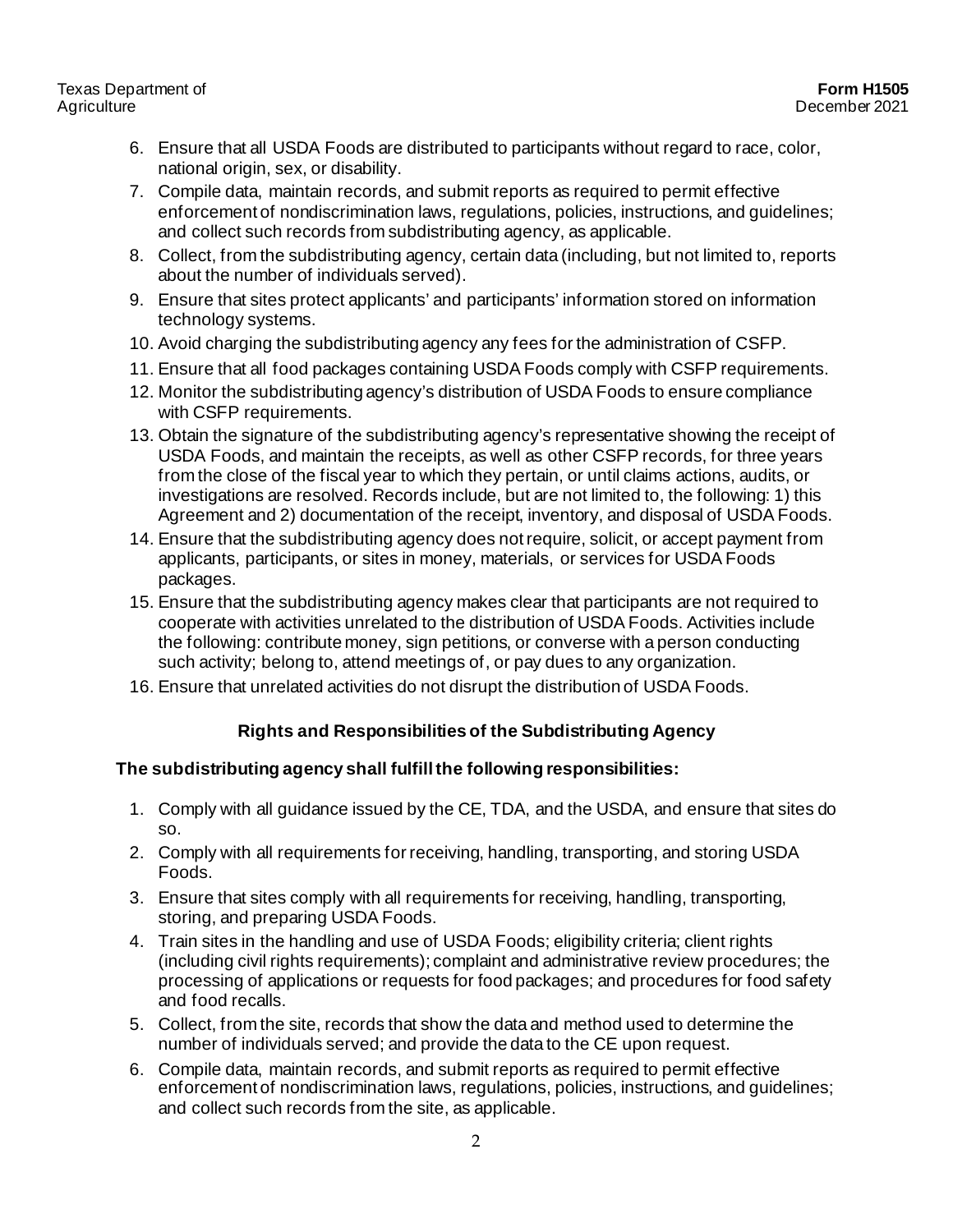6. Ensure that all USDA Foods are distributed to participants without regard to race, color, national origin, sex, or disability.
7. Compile data, maintain records, and submit reports as required to permit effective enforcement of nondiscrimination laws, regulations, policies, instructions, and guidelines; and collect such records from subdistributing agency, as applicable.
8. Collect, from the subdistributing agency, certain data (including, but not limited to, reports about the number of individuals served).
9. Ensure that sites protect applicants' and participants' information stored on information technology systems.
10. Avoid charging the subdistributing agency any fees for the administration of CSFP.
11. Ensure that all food packages containing USDA Foods comply with CSFP requirements.
12. Monitor the subdistributing agency's distribution of USDA Foods to ensure compliance with CSFP requirements.
13. Obtain the signature of the subdistributing agency's representative showing the receipt of USDA Foods, and maintain the receipts, as well as other CSFP records, for three years from the close of the fiscal year to which they pertain, or until claims actions, audits, or investigations are resolved. Records include, but are not limited to, the following: 1) this Agreement and 2) documentation of the receipt, inventory, and disposal of USDA Foods.
14. Ensure that the subdistributing agency does not require, solicit, or accept payment from applicants, participants, or sites in money, materials, or services for USDA Foods packages.
15. Ensure that the subdistributing agency makes clear that participants are not required to cooperate with activities unrelated to the distribution of USDA Foods. Activities include the following: contribute money, sign petitions, or converse with a person conducting such activity; belong to, attend meetings of, or pay dues to any organization.
16. Ensure that unrelated activities do not disrupt the distribution of USDA Foods.

## Rights and Responsibilities of the Subdistributing Agency

**The subdistributing agency shall fulfill the following responsibilities:**

1. Comply with all guidance issued by the CE, TDA, and the USDA, and ensure that sites do so.
2. Comply with all requirements for receiving, handling, transporting, and storing USDA Foods.
3. Ensure that sites comply with all requirements for receiving, handling, transporting, storing, and preparing USDA Foods.
4. Train sites in the handling and use of USDA Foods; eligibility criteria; client rights (including civil rights requirements); complaint and administrative review procedures; the processing of applications or requests for food packages; and procedures for food safety and food recalls.
5. Collect, from the site, records that show the data and method used to determine the number of individuals served; and provide the data to the CE upon request.
6. Compile data, maintain records, and submit reports as required to permit effective enforcement of nondiscrimination laws, regulations, policies, instructions, and guidelines; and collect such records from the site, as applicable.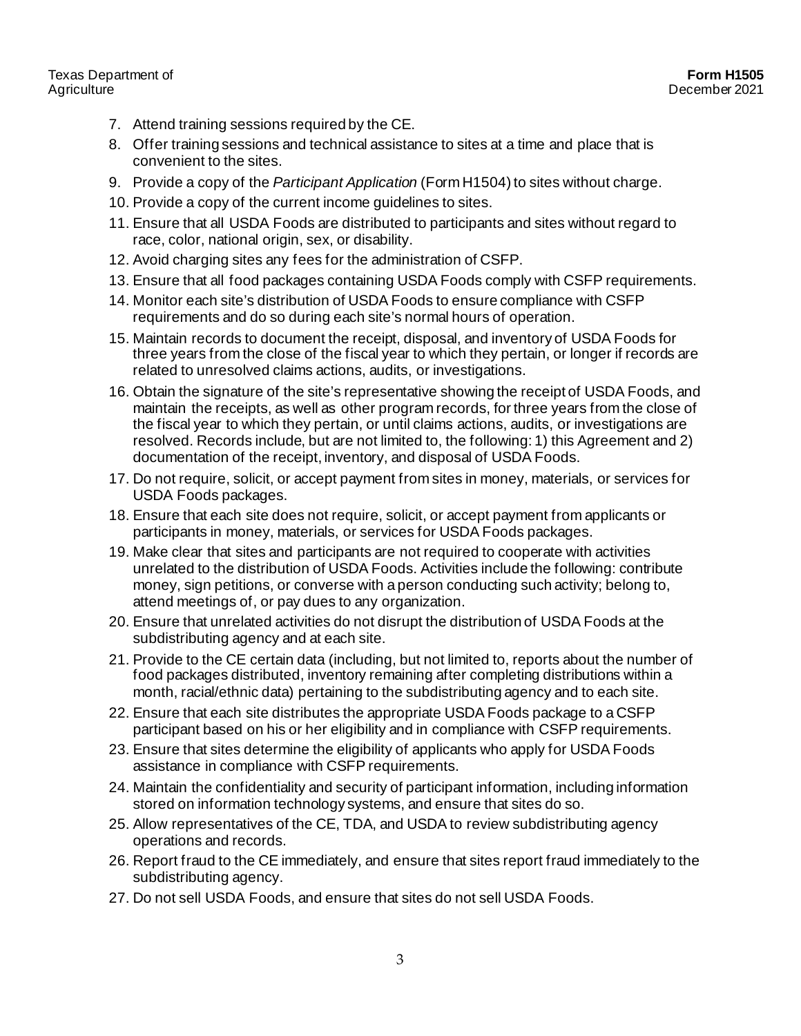7. Attend training sessions required by the CE.
8. Offer training sessions and technical assistance to sites at a time and place that is convenient to the sites.
9. Provide a copy of the *Participant Application* (Form H1504) to sites without charge.
10. Provide a copy of the current income guidelines to sites.
11. Ensure that all USDA Foods are distributed to participants and sites without regard to race, color, national origin, sex, or disability.
12. Avoid charging sites any fees for the administration of CSFP.
13. Ensure that all food packages containing USDA Foods comply with CSFP requirements.
14. Monitor each site's distribution of USDA Foods to ensure compliance with CSFP requirements and do so during each site's normal hours of operation.
15. Maintain records to document the receipt, disposal, and inventory of USDA Foods for three years from the close of the fiscal year to which they pertain, or longer if records are related to unresolved claims actions, audits, or investigations.
16. Obtain the signature of the site's representative showing the receipt of USDA Foods, and maintain the receipts, as well as other program records, for three years from the close of the fiscal year to which they pertain, or until claims actions, audits, or investigations are resolved. Records include, but are not limited to, the following: 1) this Agreement and 2) documentation of the receipt, inventory, and disposal of USDA Foods.
17. Do not require, solicit, or accept payment from sites in money, materials, or services for USDA Foods packages.
18. Ensure that each site does not require, solicit, or accept payment from applicants or participants in money, materials, or services for USDA Foods packages.
19. Make clear that sites and participants are not required to cooperate with activities unrelated to the distribution of USDA Foods. Activities include the following: contribute money, sign petitions, or converse with a person conducting such activity; belong to, attend meetings of, or pay dues to any organization.
20. Ensure that unrelated activities do not disrupt the distribution of USDA Foods at the subdistributing agency and at each site.
21. Provide to the CE certain data (including, but not limited to, reports about the number of food packages distributed, inventory remaining after completing distributions within a month, racial/ethnic data) pertaining to the subdistributing agency and to each site.
22. Ensure that each site distributes the appropriate USDA Foods package to a CSFP participant based on his or her eligibility and in compliance with CSFP requirements.
23. Ensure that sites determine the eligibility of applicants who apply for USDA Foods assistance in compliance with CSFP requirements.
24. Maintain the confidentiality and security of participant information, including information stored on information technology systems, and ensure that sites do so.
25. Allow representatives of the CE, TDA, and USDA to review subdistributing agency operations and records.
26. Report fraud to the CE immediately, and ensure that sites report fraud immediately to the subdistributing agency.
27. Do not sell USDA Foods, and ensure that sites do not sell USDA Foods.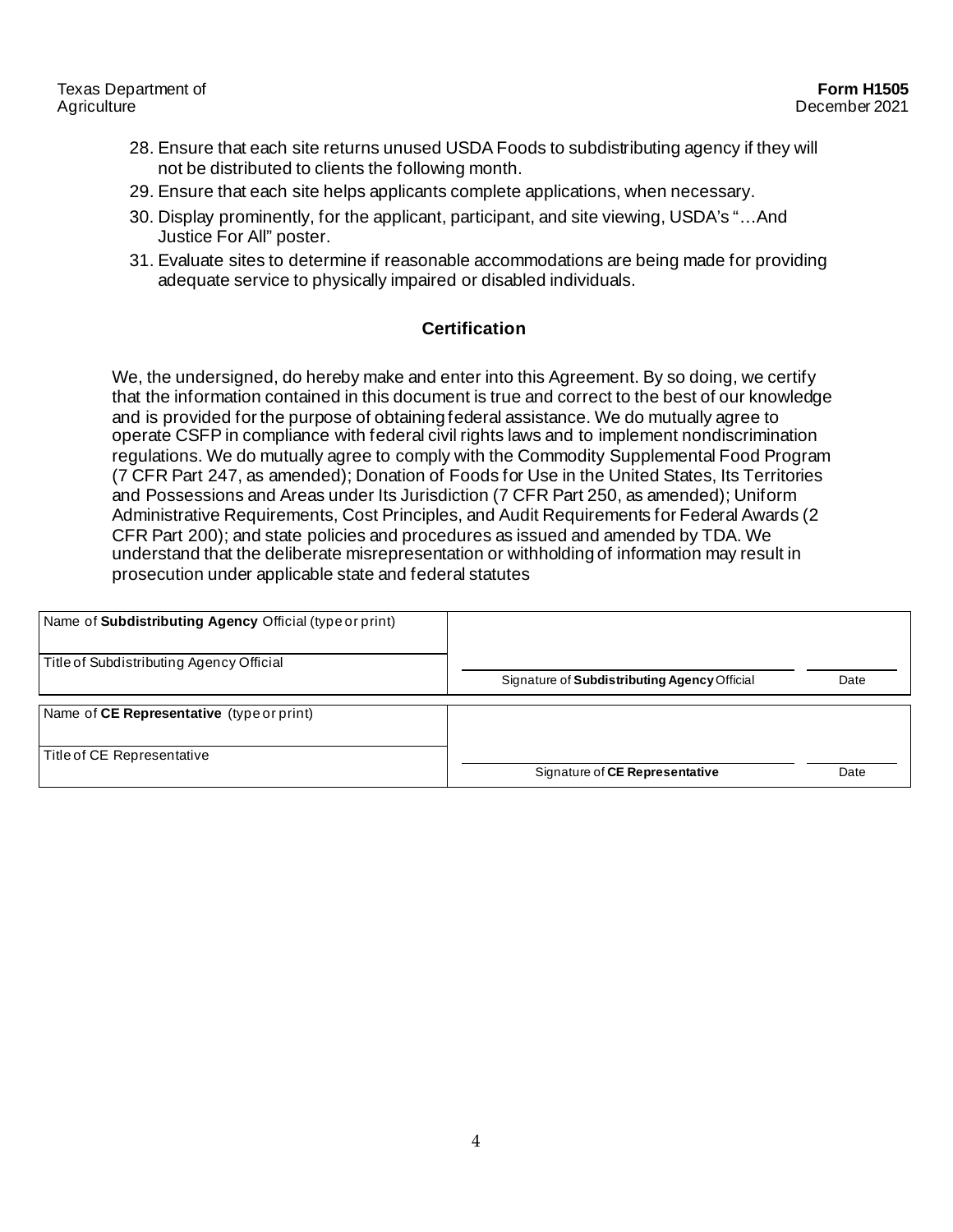28. Ensure that each site returns unused USDA Foods to subdistributing agency if they will not be distributed to clients the following month.
29. Ensure that each site helps applicants complete applications, when necessary.
30. Display prominently, for the applicant, participant, and site viewing, USDA's "…And Justice For All" poster.
31. Evaluate sites to determine if reasonable accommodations are being made for providing adequate service to physically impaired or disabled individuals.

## Certification

We, the undersigned, do hereby make and enter into this Agreement. By so doing, we certify that the information contained in this document is true and correct to the best of our knowledge and is provided for the purpose of obtaining federal assistance. We do mutually agree to operate CSFP in compliance with federal civil rights laws and to implement nondiscrimination regulations. We do mutually agree to comply with the Commodity Supplemental Food Program (7 CFR Part 247, as amended); Donation of Foods for Use in the United States, Its Territories and Possessions and Areas under Its Jurisdiction (7 CFR Part 250, as amended); Uniform Administrative Requirements, Cost Principles, and Audit Requirements for Federal Awards (2 CFR Part 200); and state policies and procedures as issued and amended by TDA. We understand that the deliberate misrepresentation or withholding of information may result in prosecution under applicable state and federal statutes

| | | |
|---|---|---|
| Name of **Subdistributing Agency** Official (type or print) | | |
| Title of Subdistributing Agency Official | Signature of **Subdistributing Agency** Official | Date |
| Name of **CE Representative** (type or print) | | |
| Title of CE Representative | Signature of **CE Representative** | Date |